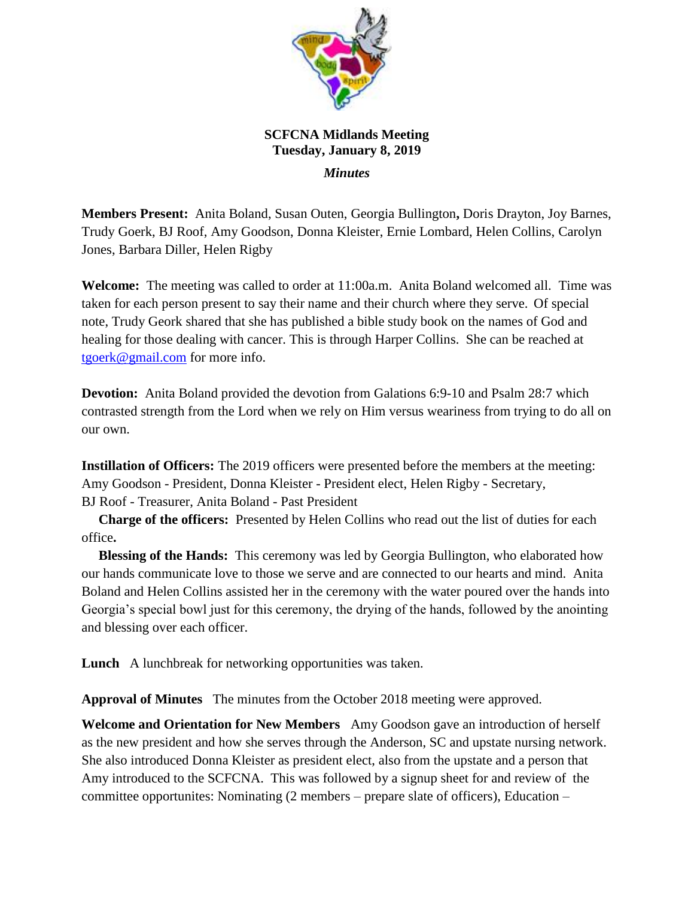**SCFCNA Midlands Meeting**
**Tuesday, January 8, 2019**

***Minutes***

**Members Present:** Anita Boland, Susan Outen, Georgia Bullington**,** Doris Drayton, Joy Barnes, Trudy Goerk, BJ Roof, Amy Goodson, Donna Kleister, Ernie Lombard, Helen Collins, Carolyn Jones, Barbara Diller, Helen Rigby

**Welcome:** The meeting was called to order at 11:00a.m. Anita Boland welcomed all. Time was taken for each person present to say their name and their church where they serve. Of special note, Trudy Geork shared that she has published a bible study book on the names of God and healing for those dealing with cancer. This is through Harper Collins. She can be reached at tgoerk@gmail.com for more info.

**Devotion:** Anita Boland provided the devotion from Galations 6:9-10 and Psalm 28:7 which contrasted strength from the Lord when we rely on Him versus weariness from trying to do all on our own.

**Instillation of Officers:** The 2019 officers were presented before the members at the meeting: Amy Goodson - President, Donna Kleister - President elect, Helen Rigby - Secretary, BJ Roof - Treasurer, Anita Boland - Past President

**Charge of the officers:** Presented by Helen Collins who read out the list of duties for each office**.**

**Blessing of the Hands:** This ceremony was led by Georgia Bullington, who elaborated how our hands communicate love to those we serve and are connected to our hearts and mind. Anita Boland and Helen Collins assisted her in the ceremony with the water poured over the hands into Georgia's special bowl just for this ceremony, the drying of the hands, followed by the anointing and blessing over each officer.

**Lunch** A lunchbreak for networking opportunities was taken.

**Approval of Minutes** The minutes from the October 2018 meeting were approved.

**Welcome and Orientation for New Members** Amy Goodson gave an introduction of herself as the new president and how she serves through the Anderson, SC and upstate nursing network. She also introduced Donna Kleister as president elect, also from the upstate and a person that Amy introduced to the SCFCNA. This was followed by a signup sheet for and review of the committee opportunites: Nominating (2 members – prepare slate of officers), Education –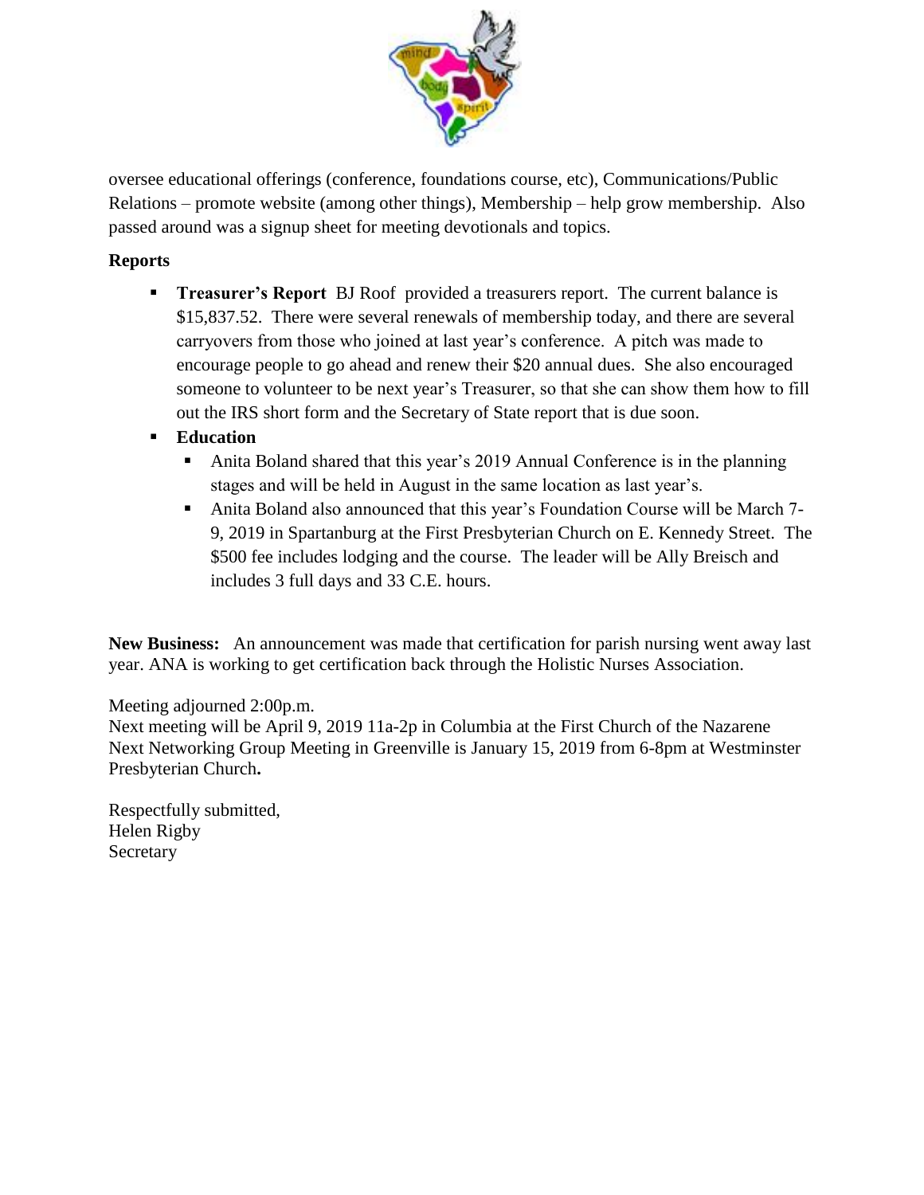oversee educational offerings (conference, foundations course, etc), Communications/Public Relations – promote website (among other things), Membership – help grow membership. Also passed around was a signup sheet for meeting devotionals and topics.

**Reports**

- **Treasurer's Report** BJ Roof provided a treasurers report. The current balance is $15,837.52. There were several renewals of membership today, and there are several carryovers from those who joined at last year's conference. A pitch was made to encourage people to go ahead and renew their $20 annual dues. She also encouraged someone to volunteer to be next year's Treasurer, so that she can show them how to fill out the IRS short form and the Secretary of State report that is due soon.
- **Education**
  - Anita Boland shared that this year's 2019 Annual Conference is in the planning stages and will be held in August in the same location as last year's.
  - Anita Boland also announced that this year's Foundation Course will be March 7-9, 2019 in Spartanburg at the First Presbyterian Church on E. Kennedy Street. The $500 fee includes lodging and the course. The leader will be Ally Breisch and includes 3 full days and 33 C.E. hours.

**New Business:** An announcement was made that certification for parish nursing went away last year. ANA is working to get certification back through the Holistic Nurses Association.

Meeting adjourned 2:00p.m.
Next meeting will be April 9, 2019 11a-2p in Columbia at the First Church of the Nazarene
Next Networking Group Meeting in Greenville is January 15, 2019 from 6-8pm at Westminster Presbyterian Church**.**

Respectfully submitted,
Helen Rigby
Secretary